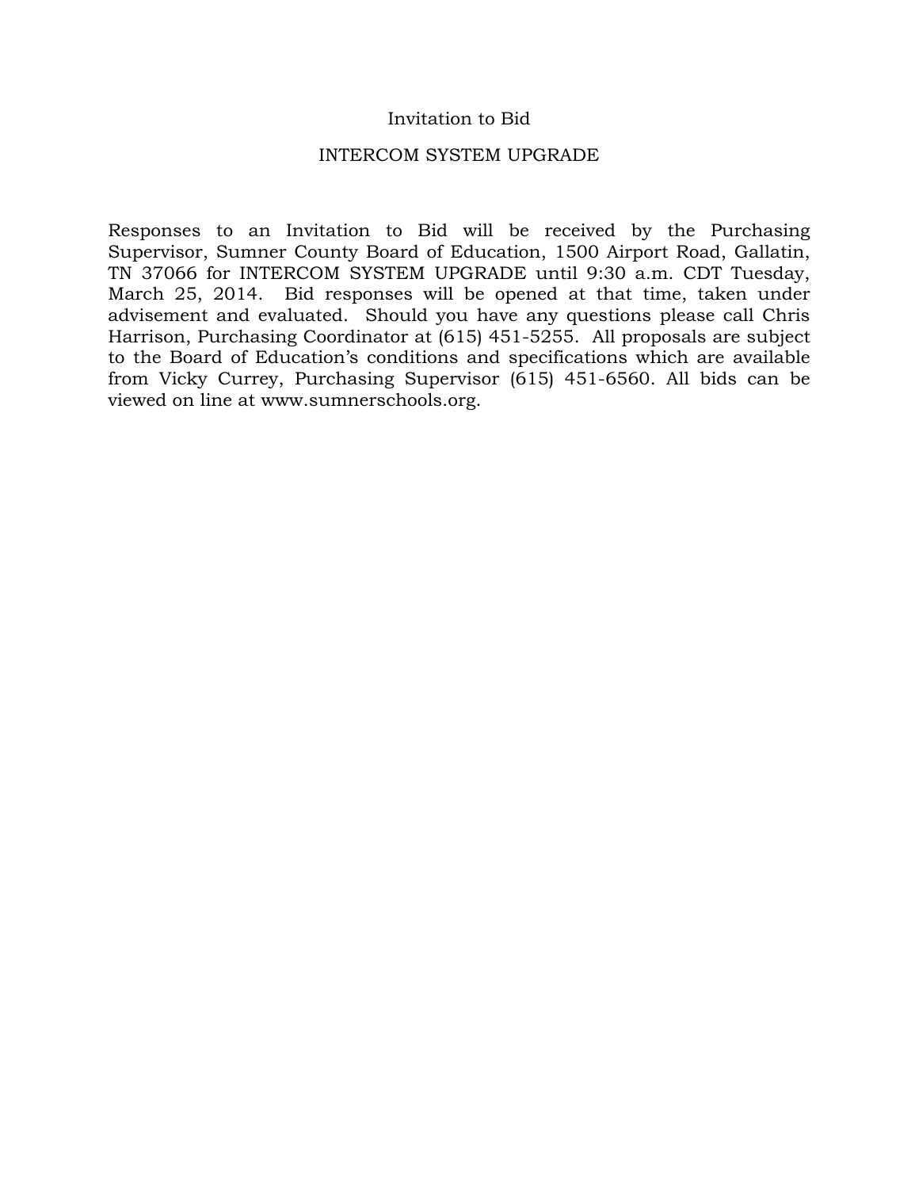# Invitation to Bid

## INTERCOM SYSTEM UPGRADE

Responses to an Invitation to Bid will be received by the Purchasing Supervisor, Sumner County Board of Education, 1500 Airport Road, Gallatin, TN 37066 for INTERCOM SYSTEM UPGRADE until 9:30 a.m. CDT Tuesday, March 25, 2014. Bid responses will be opened at that time, taken under advisement and evaluated. Should you have any questions please call Chris Harrison, Purchasing Coordinator at (615) 451-5255. All proposals are subject to the Board of Education's conditions and specifications which are available from Vicky Currey, Purchasing Supervisor (615) 451-6560. All bids can be viewed on line at www.sumnerschools.org.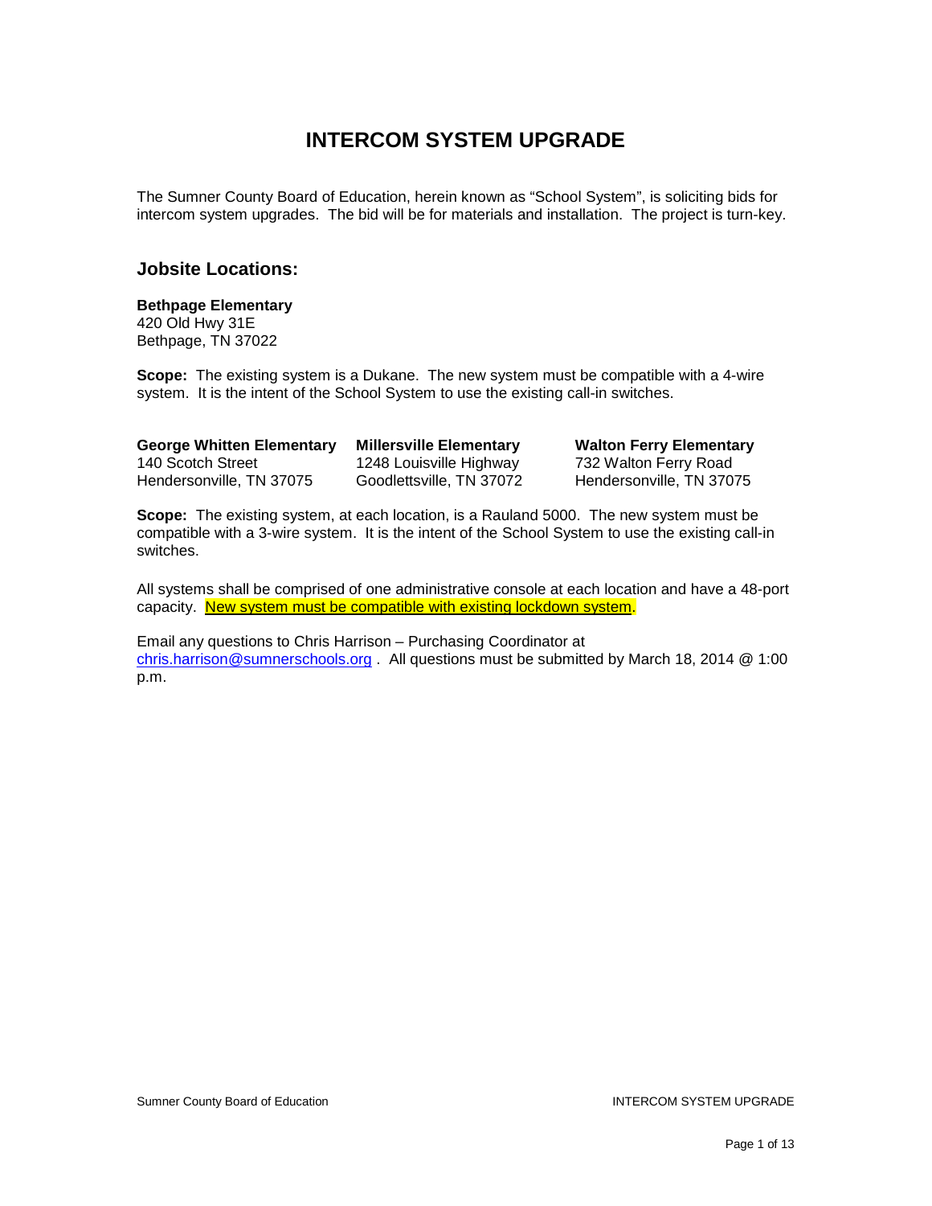# INTERCOM SYSTEM UPGRADE

The Sumner County Board of Education, herein known as "School System", is soliciting bids for intercom system upgrades. The bid will be for materials and installation. The project is turn-key.

## Jobsite Locations:

**Bethpage Elementary**
420 Old Hwy 31E
Bethpage, TN 37022

**Scope:** The existing system is a Dukane. The new system must be compatible with a 4-wire system. It is the intent of the School System to use the existing call-in switches.

**George Whitten Elementary**
140 Scotch Street
Hendersonville, TN 37075

**Millersville Elementary**
1248 Louisville Highway
Goodlettsville, TN 37072

**Walton Ferry Elementary**
732 Walton Ferry Road
Hendersonville, TN 37075

**Scope:** The existing system, at each location, is a Rauland 5000. The new system must be compatible with a 3-wire system. It is the intent of the School System to use the existing call-in switches.

All systems shall be comprised of one administrative console at each location and have a 48-port capacity. New system must be compatible with existing lockdown system.

Email any questions to Chris Harrison – Purchasing Coordinator at chris.harrison@sumnerschools.org . All questions must be submitted by March 18, 2014 @ 1:00 p.m.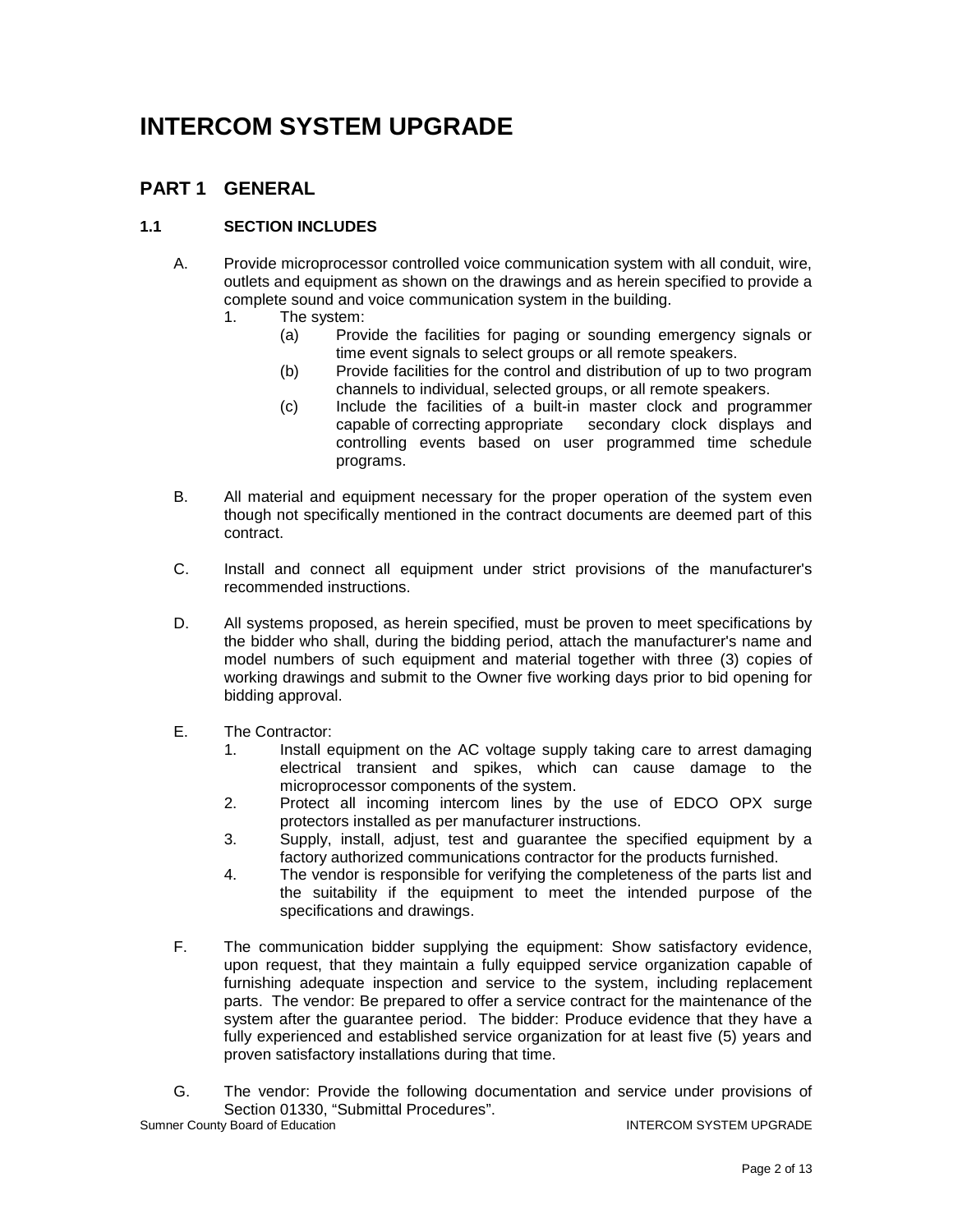# INTERCOM SYSTEM UPGRADE

## PART 1 GENERAL

### 1.1 SECTION INCLUDES

A. Provide microprocessor controlled voice communication system with all conduit, wire, outlets and equipment as shown on the drawings and as herein specified to provide a complete sound and voice communication system in the building.

1. The system:
   - (a) Provide the facilities for paging or sounding emergency signals or time event signals to select groups or all remote speakers.
   - (b) Provide facilities for the control and distribution of up to two program channels to individual, selected groups, or all remote speakers.
   - (c) Include the facilities of a built-in master clock and programmer capable of correcting appropriate secondary clock displays and controlling events based on user programmed time schedule programs.

B. All material and equipment necessary for the proper operation of the system even though not specifically mentioned in the contract documents are deemed part of this contract.

C. Install and connect all equipment under strict provisions of the manufacturer's recommended instructions.

D. All systems proposed, as herein specified, must be proven to meet specifications by the bidder who shall, during the bidding period, attach the manufacturer's name and model numbers of such equipment and material together with three (3) copies of working drawings and submit to the Owner five working days prior to bid opening for bidding approval.

E. The Contractor:

1. Install equipment on the AC voltage supply taking care to arrest damaging electrical transient and spikes, which can cause damage to the microprocessor components of the system.
2. Protect all incoming intercom lines by the use of EDCO OPX surge protectors installed as per manufacturer instructions.
3. Supply, install, adjust, test and guarantee the specified equipment by a factory authorized communications contractor for the products furnished.
4. The vendor is responsible for verifying the completeness of the parts list and the suitability if the equipment to meet the intended purpose of the specifications and drawings.

F. The communication bidder supplying the equipment: Show satisfactory evidence, upon request, that they maintain a fully equipped service organization capable of furnishing adequate inspection and service to the system, including replacement parts. The vendor: Be prepared to offer a service contract for the maintenance of the system after the guarantee period. The bidder: Produce evidence that they have a fully experienced and established service organization for at least five (5) years and proven satisfactory installations during that time.

G. The vendor: Provide the following documentation and service under provisions of Section 01330, "Submittal Procedures".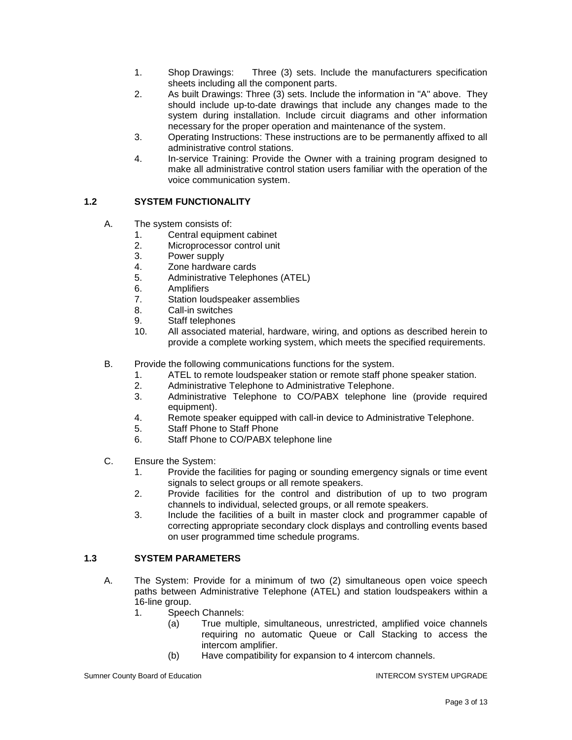1. Shop Drawings: Three (3) sets. Include the manufacturers specification sheets including all the component parts.
2. As built Drawings: Three (3) sets. Include the information in "A" above. They should include up-to-date drawings that include any changes made to the system during installation. Include circuit diagrams and other information necessary for the proper operation and maintenance of the system.
3. Operating Instructions: These instructions are to be permanently affixed to all administrative control stations.
4. In-service Training: Provide the Owner with a training program designed to make all administrative control station users familiar with the operation of the voice communication system.

## 1.2 SYSTEM FUNCTIONALITY

A. The system consists of:
   1. Central equipment cabinet
   2. Microprocessor control unit
   3. Power supply
   4. Zone hardware cards
   5. Administrative Telephones (ATEL)
   6. Amplifiers
   7. Station loudspeaker assemblies
   8. Call-in switches
   9. Staff telephones
   10. All associated material, hardware, wiring, and options as described herein to provide a complete working system, which meets the specified requirements.

B. Provide the following communications functions for the system.
   1. ATEL to remote loudspeaker station or remote staff phone speaker station.
   2. Administrative Telephone to Administrative Telephone.
   3. Administrative Telephone to CO/PABX telephone line (provide required equipment).
   4. Remote speaker equipped with call-in device to Administrative Telephone.
   5. Staff Phone to Staff Phone
   6. Staff Phone to CO/PABX telephone line

C. Ensure the System:
   1. Provide the facilities for paging or sounding emergency signals or time event signals to select groups or all remote speakers.
   2. Provide facilities for the control and distribution of up to two program channels to individual, selected groups, or all remote speakers.
   3. Include the facilities of a built in master clock and programmer capable of correcting appropriate secondary clock displays and controlling events based on user programmed time schedule programs.

## 1.3 SYSTEM PARAMETERS

A. The System: Provide for a minimum of two (2) simultaneous open voice speech paths between Administrative Telephone (ATEL) and station loudspeakers within a 16-line group.
   1. Speech Channels:
      (a) True multiple, simultaneous, unrestricted, amplified voice channels requiring no automatic Queue or Call Stacking to access the intercom amplifier.
      (b) Have compatibility for expansion to 4 intercom channels.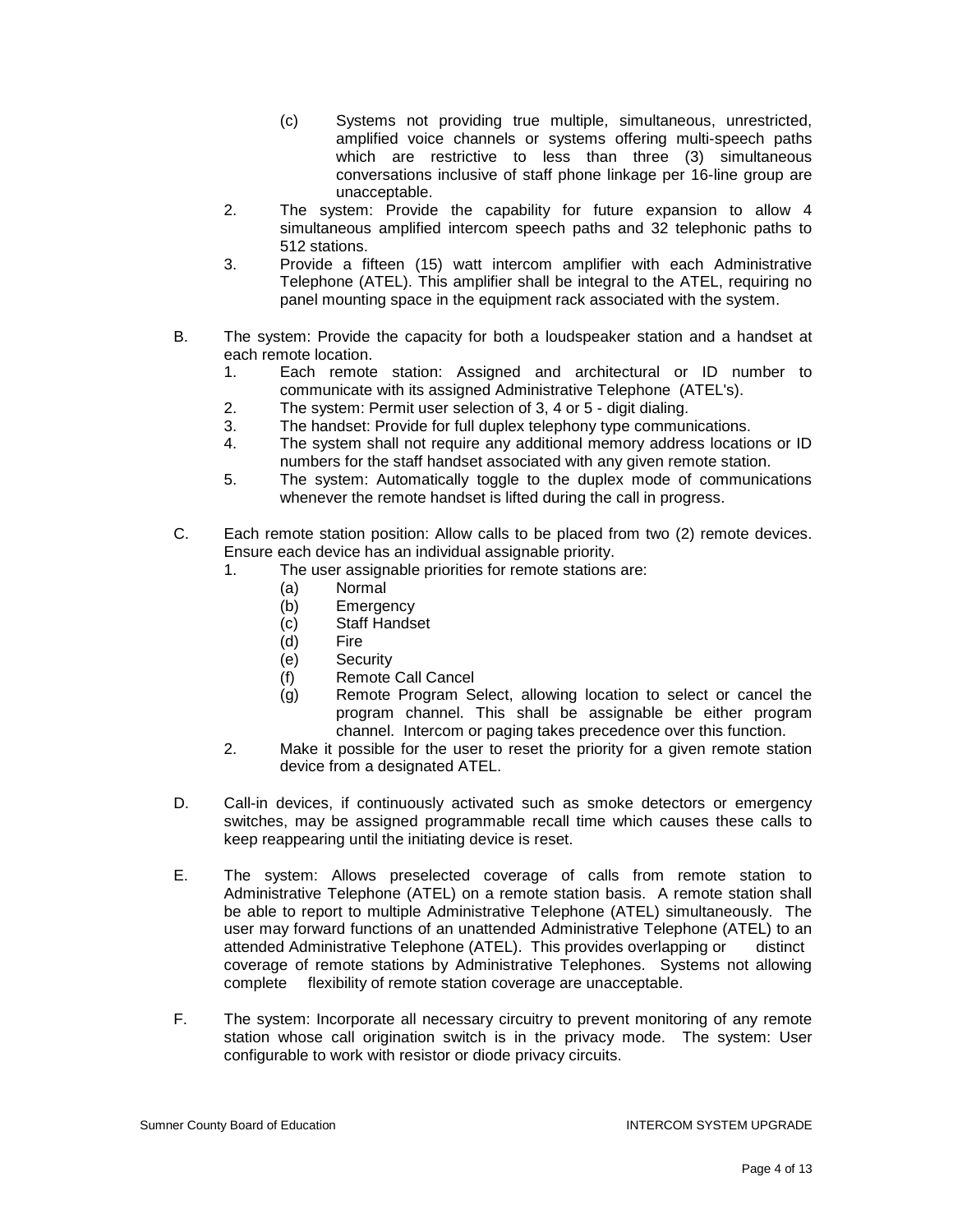(c) Systems not providing true multiple, simultaneous, unrestricted, amplified voice channels or systems offering multi-speech paths which are restrictive to less than three (3) simultaneous conversations inclusive of staff phone linkage per 16-line group are unacceptable.

2. The system: Provide the capability for future expansion to allow 4 simultaneous amplified intercom speech paths and 32 telephonic paths to 512 stations.
3. Provide a fifteen (15) watt intercom amplifier with each Administrative Telephone (ATEL). This amplifier shall be integral to the ATEL, requiring no panel mounting space in the equipment rack associated with the system.

B. The system: Provide the capacity for both a loudspeaker station and a handset at each remote location.
   1. Each remote station: Assigned and architectural or ID number to communicate with its assigned Administrative Telephone (ATEL's).
   2. The system: Permit user selection of 3, 4 or 5 - digit dialing.
   3. The handset: Provide for full duplex telephony type communications.
   4. The system shall not require any additional memory address locations or ID numbers for the staff handset associated with any given remote station.
   5. The system: Automatically toggle to the duplex mode of communications whenever the remote handset is lifted during the call in progress.

C. Each remote station position: Allow calls to be placed from two (2) remote devices. Ensure each device has an individual assignable priority.
   1. The user assignable priorities for remote stations are:
      (a) Normal
      (b) Emergency
      (c) Staff Handset
      (d) Fire
      (e) Security
      (f) Remote Call Cancel
      (g) Remote Program Select, allowing location to select or cancel the program channel. This shall be assignable be either program channel. Intercom or paging takes precedence over this function.
   2. Make it possible for the user to reset the priority for a given remote station device from a designated ATEL.

D. Call-in devices, if continuously activated such as smoke detectors or emergency switches, may be assigned programmable recall time which causes these calls to keep reappearing until the initiating device is reset.

E. The system: Allows preselected coverage of calls from remote station to Administrative Telephone (ATEL) on a remote station basis. A remote station shall be able to report to multiple Administrative Telephone (ATEL) simultaneously. The user may forward functions of an unattended Administrative Telephone (ATEL) to an attended Administrative Telephone (ATEL). This provides overlapping or distinct coverage of remote stations by Administrative Telephones. Systems not allowing complete flexibility of remote station coverage are unacceptable.

F. The system: Incorporate all necessary circuitry to prevent monitoring of any remote station whose call origination switch is in the privacy mode. The system: User configurable to work with resistor or diode privacy circuits.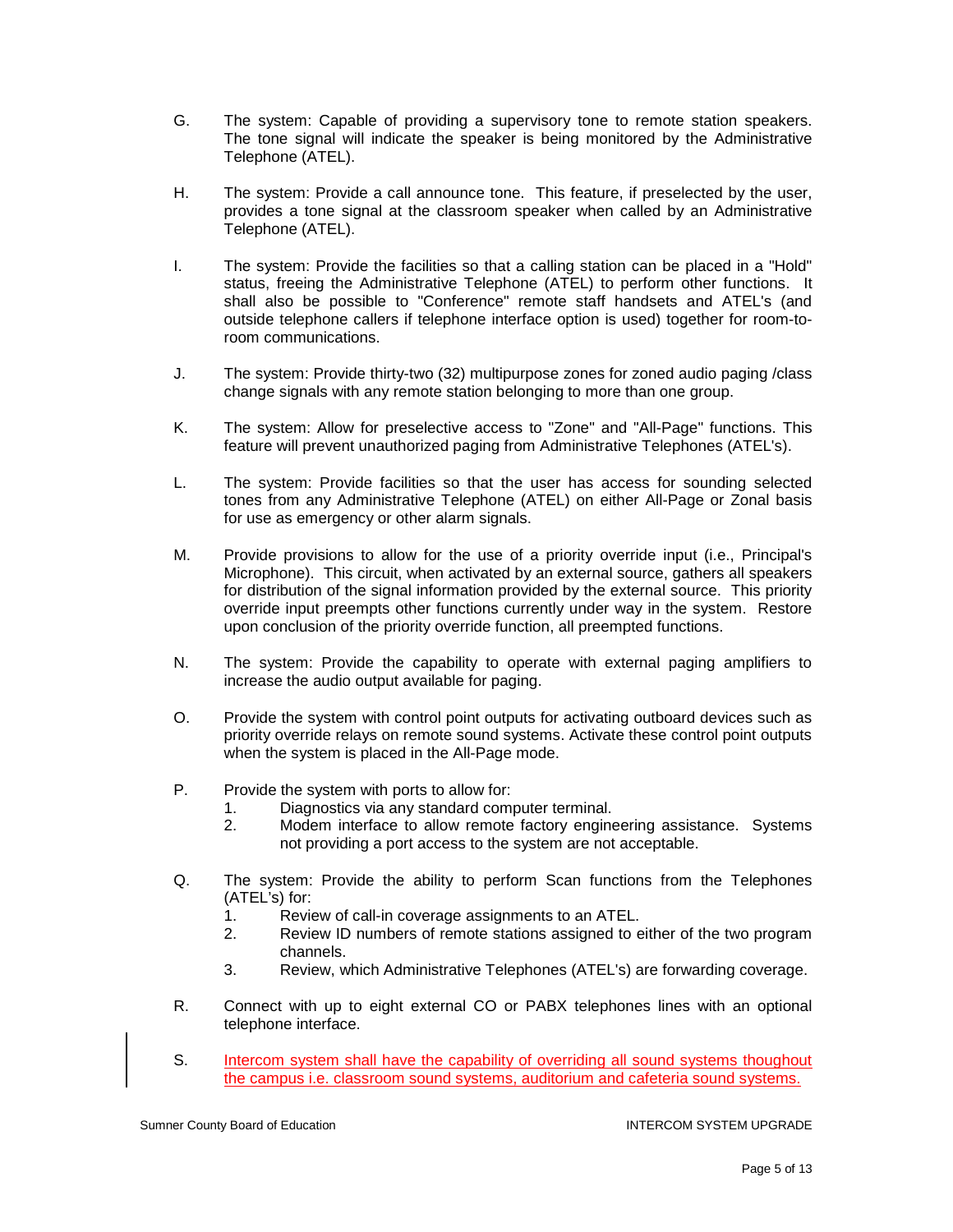G. The system: Capable of providing a supervisory tone to remote station speakers. The tone signal will indicate the speaker is being monitored by the Administrative Telephone (ATEL).

H. The system: Provide a call announce tone. This feature, if preselected by the user, provides a tone signal at the classroom speaker when called by an Administrative Telephone (ATEL).

I. The system: Provide the facilities so that a calling station can be placed in a "Hold" status, freeing the Administrative Telephone (ATEL) to perform other functions. It shall also be possible to "Conference" remote staff handsets and ATEL's (and outside telephone callers if telephone interface option is used) together for room-to-room communications.

J. The system: Provide thirty-two (32) multipurpose zones for zoned audio paging /class change signals with any remote station belonging to more than one group.

K. The system: Allow for preselective access to "Zone" and "All-Page" functions. This feature will prevent unauthorized paging from Administrative Telephones (ATEL's).

L. The system: Provide facilities so that the user has access for sounding selected tones from any Administrative Telephone (ATEL) on either All-Page or Zonal basis for use as emergency or other alarm signals.

M. Provide provisions to allow for the use of a priority override input (i.e., Principal's Microphone). This circuit, when activated by an external source, gathers all speakers for distribution of the signal information provided by the external source. This priority override input preempts other functions currently under way in the system. Restore upon conclusion of the priority override function, all preempted functions.

N. The system: Provide the capability to operate with external paging amplifiers to increase the audio output available for paging.

O. Provide the system with control point outputs for activating outboard devices such as priority override relays on remote sound systems. Activate these control point outputs when the system is placed in the All-Page mode.

P. Provide the system with ports to allow for:
   1. Diagnostics via any standard computer terminal.
   2. Modem interface to allow remote factory engineering assistance. Systems not providing a port access to the system are not acceptable.

Q. The system: Provide the ability to perform Scan functions from the Telephones (ATEL's) for:
   1. Review of call-in coverage assignments to an ATEL.
   2. Review ID numbers of remote stations assigned to either of the two program channels.
   3. Review, which Administrative Telephones (ATEL's) are forwarding coverage.

R. Connect with up to eight external CO or PABX telephones lines with an optional telephone interface.

S. Intercom system shall have the capability of overriding all sound systems thoughout the campus i.e. classroom sound systems, auditorium and cafeteria sound systems.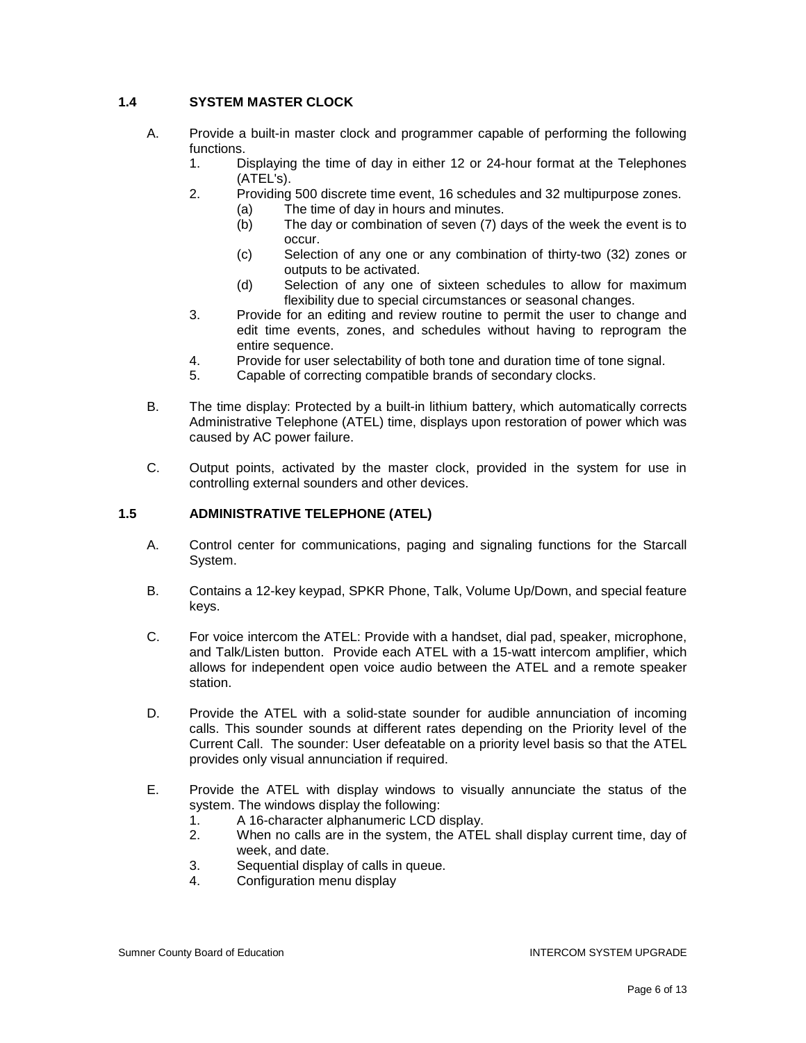## 1.4 SYSTEM MASTER CLOCK

A. Provide a built-in master clock and programmer capable of performing the following functions.

1. Displaying the time of day in either 12 or 24-hour format at the Telephones (ATEL's).
2. Providing 500 discrete time event, 16 schedules and 32 multipurpose zones.
   - (a) The time of day in hours and minutes.
   - (b) The day or combination of seven (7) days of the week the event is to occur.
   - (c) Selection of any one or any combination of thirty-two (32) zones or outputs to be activated.
   - (d) Selection of any one of sixteen schedules to allow for maximum flexibility due to special circumstances or seasonal changes.
3. Provide for an editing and review routine to permit the user to change and edit time events, zones, and schedules without having to reprogram the entire sequence.
4. Provide for user selectability of both tone and duration time of tone signal.
5. Capable of correcting compatible brands of secondary clocks.

B. The time display: Protected by a built-in lithium battery, which automatically corrects Administrative Telephone (ATEL) time, displays upon restoration of power which was caused by AC power failure.

C. Output points, activated by the master clock, provided in the system for use in controlling external sounders and other devices.

## 1.5 ADMINISTRATIVE TELEPHONE (ATEL)

A. Control center for communications, paging and signaling functions for the Starcall System.

B. Contains a 12-key keypad, SPKR Phone, Talk, Volume Up/Down, and special feature keys.

C. For voice intercom the ATEL: Provide with a handset, dial pad, speaker, microphone, and Talk/Listen button. Provide each ATEL with a 15-watt intercom amplifier, which allows for independent open voice audio between the ATEL and a remote speaker station.

D. Provide the ATEL with a solid-state sounder for audible annunciation of incoming calls. This sounder sounds at different rates depending on the Priority level of the Current Call. The sounder: User defeatable on a priority level basis so that the ATEL provides only visual annunciation if required.

E. Provide the ATEL with display windows to visually annunciate the status of the system. The windows display the following:

1. A 16-character alphanumeric LCD display.
2. When no calls are in the system, the ATEL shall display current time, day of week, and date.
3. Sequential display of calls in queue.
4. Configuration menu display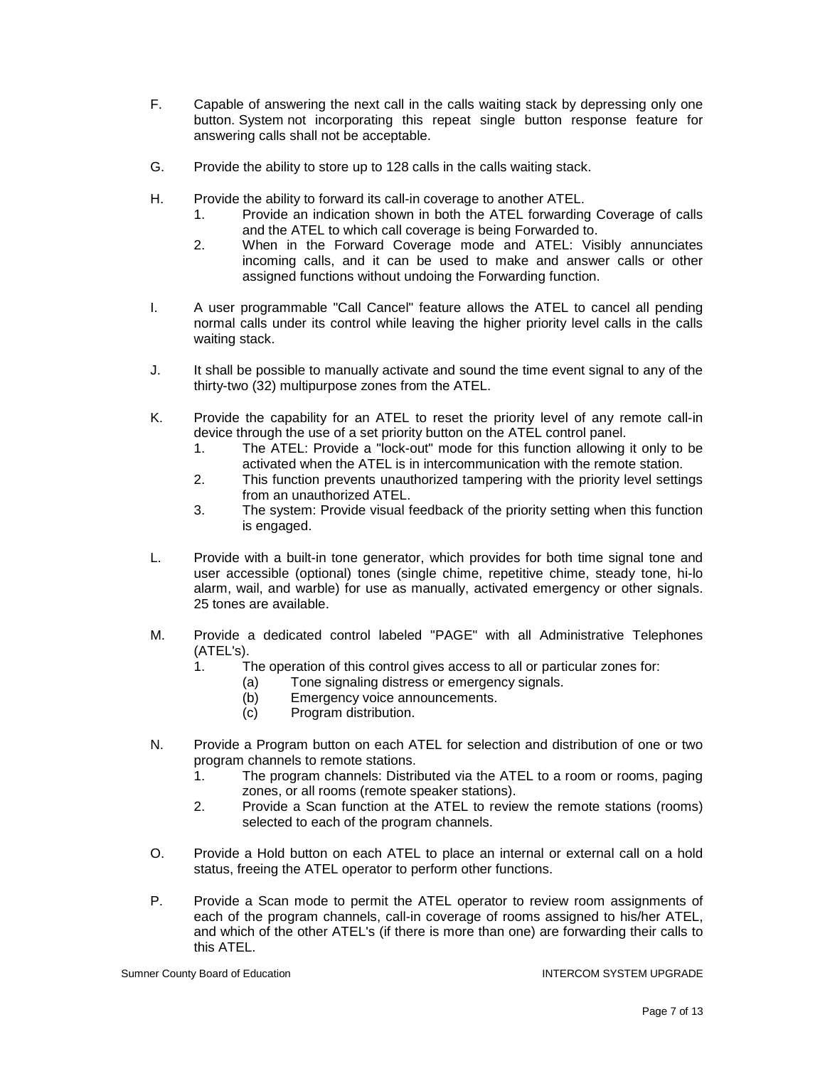F. Capable of answering the next call in the calls waiting stack by depressing only one button. System not incorporating this repeat single button response feature for answering calls shall not be acceptable.

G. Provide the ability to store up to 128 calls in the calls waiting stack.

H. Provide the ability to forward its call-in coverage to another ATEL.
   1. Provide an indication shown in both the ATEL forwarding Coverage of calls and the ATEL to which call coverage is being Forwarded to.
   2. When in the Forward Coverage mode and ATEL: Visibly annunciates incoming calls, and it can be used to make and answer calls or other assigned functions without undoing the Forwarding function.

I. A user programmable "Call Cancel" feature allows the ATEL to cancel all pending normal calls under its control while leaving the higher priority level calls in the calls waiting stack.

J. It shall be possible to manually activate and sound the time event signal to any of the thirty-two (32) multipurpose zones from the ATEL.

K. Provide the capability for an ATEL to reset the priority level of any remote call-in device through the use of a set priority button on the ATEL control panel.
   1. The ATEL: Provide a "lock-out" mode for this function allowing it only to be activated when the ATEL is in intercommunication with the remote station.
   2. This function prevents unauthorized tampering with the priority level settings from an unauthorized ATEL.
   3. The system: Provide visual feedback of the priority setting when this function is engaged.

L. Provide with a built-in tone generator, which provides for both time signal tone and user accessible (optional) tones (single chime, repetitive chime, steady tone, hi-lo alarm, wail, and warble) for use as manually, activated emergency or other signals. 25 tones are available.

M. Provide a dedicated control labeled "PAGE" with all Administrative Telephones (ATEL's).
   1. The operation of this control gives access to all or particular zones for:
      (a) Tone signaling distress or emergency signals.
      (b) Emergency voice announcements.
      (c) Program distribution.

N. Provide a Program button on each ATEL for selection and distribution of one or two program channels to remote stations.
   1. The program channels: Distributed via the ATEL to a room or rooms, paging zones, or all rooms (remote speaker stations).
   2. Provide a Scan function at the ATEL to review the remote stations (rooms) selected to each of the program channels.

O. Provide a Hold button on each ATEL to place an internal or external call on a hold status, freeing the ATEL operator to perform other functions.

P. Provide a Scan mode to permit the ATEL operator to review room assignments of each of the program channels, call-in coverage of rooms assigned to his/her ATEL, and which of the other ATEL's (if there is more than one) are forwarding their calls to this ATEL.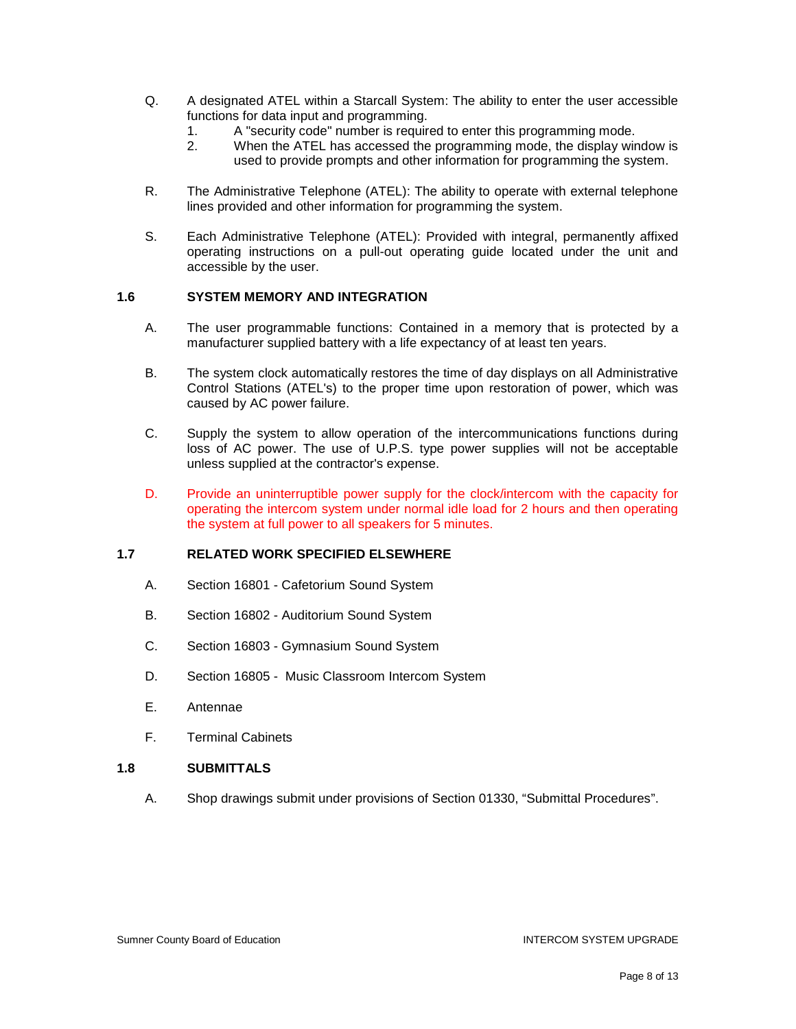Q. A designated ATEL within a Starcall System: The ability to enter the user accessible functions for data input and programming.

1. A "security code" number is required to enter this programming mode.
2. When the ATEL has accessed the programming mode, the display window is used to provide prompts and other information for programming the system.

R. The Administrative Telephone (ATEL): The ability to operate with external telephone lines provided and other information for programming the system.

S. Each Administrative Telephone (ATEL): Provided with integral, permanently affixed operating instructions on a pull-out operating guide located under the unit and accessible by the user.

### 1.6 SYSTEM MEMORY AND INTEGRATION

A. The user programmable functions: Contained in a memory that is protected by a manufacturer supplied battery with a life expectancy of at least ten years.

B. The system clock automatically restores the time of day displays on all Administrative Control Stations (ATEL's) to the proper time upon restoration of power, which was caused by AC power failure.

C. Supply the system to allow operation of the intercommunications functions during loss of AC power. The use of U.P.S. type power supplies will not be acceptable unless supplied at the contractor's expense.

D. Provide an uninterruptible power supply for the clock/intercom with the capacity for operating the intercom system under normal idle load for 2 hours and then operating the system at full power to all speakers for 5 minutes.

### 1.7 RELATED WORK SPECIFIED ELSEWHERE

A. Section 16801 - Cafetorium Sound System

B. Section 16802 - Auditorium Sound System

C. Section 16803 - Gymnasium Sound System

D. Section 16805 - Music Classroom Intercom System

E. Antennae

F. Terminal Cabinets

### 1.8 SUBMITTALS

A. Shop drawings submit under provisions of Section 01330, “Submittal Procedures”.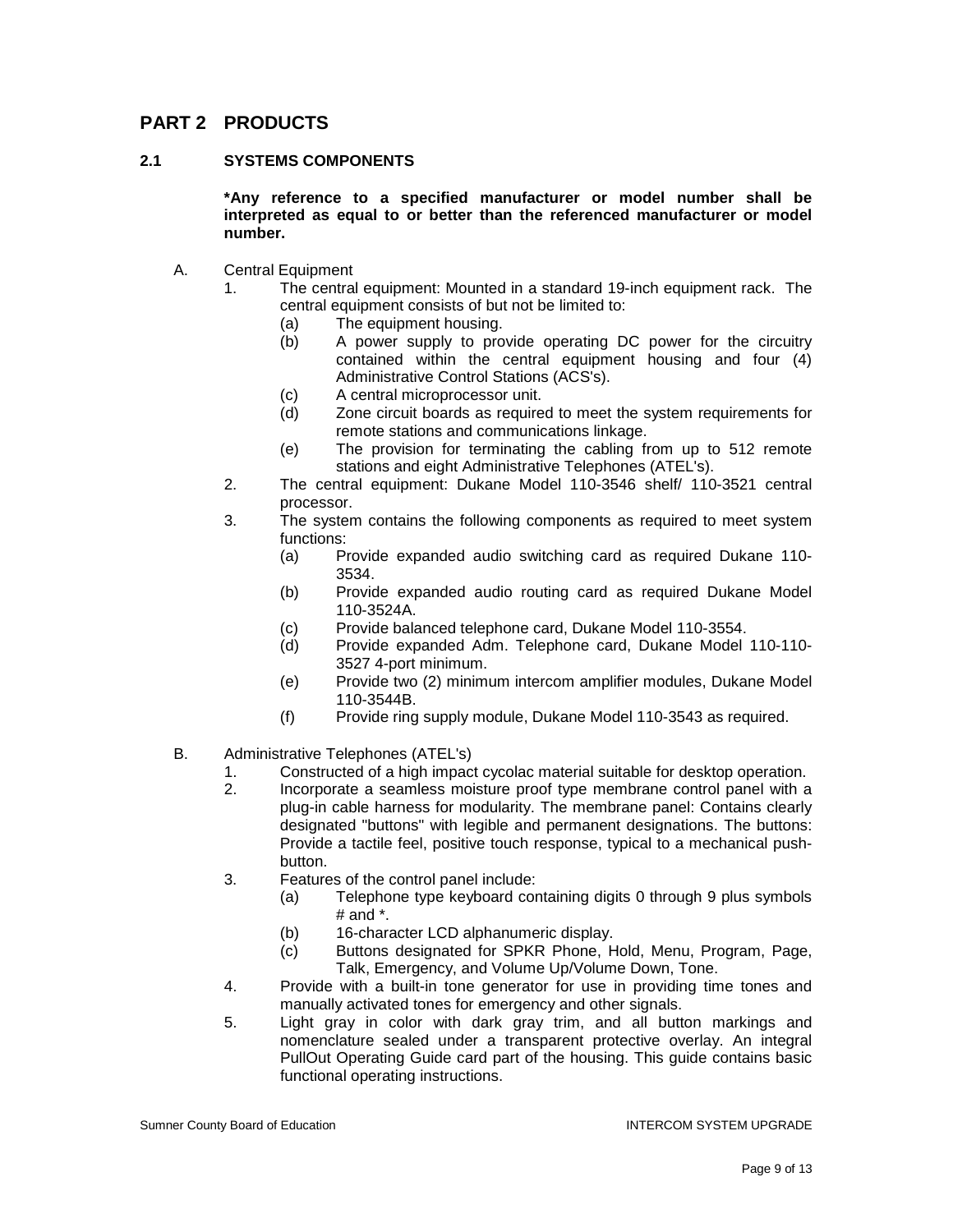## PART 2 PRODUCTS

### 2.1 SYSTEMS COMPONENTS

**\*Any reference to a specified manufacturer or model number shall be interpreted as equal to or better than the referenced manufacturer or model number.**

A. Central Equipment
   1. The central equipment: Mounted in a standard 19-inch equipment rack. The central equipment consists of but not be limited to:
      (a) The equipment housing.
      (b) A power supply to provide operating DC power for the circuitry contained within the central equipment housing and four (4) Administrative Control Stations (ACS's).
      (c) A central microprocessor unit.
      (d) Zone circuit boards as required to meet the system requirements for remote stations and communications linkage.
      (e) The provision for terminating the cabling from up to 512 remote stations and eight Administrative Telephones (ATEL's).
   2. The central equipment: Dukane Model 110-3546 shelf/ 110-3521 central processor.
   3. The system contains the following components as required to meet system functions:
      (a) Provide expanded audio switching card as required Dukane 110-3534.
      (b) Provide expanded audio routing card as required Dukane Model 110-3524A.
      (c) Provide balanced telephone card, Dukane Model 110-3554.
      (d) Provide expanded Adm. Telephone card, Dukane Model 110-110-3527 4-port minimum.
      (e) Provide two (2) minimum intercom amplifier modules, Dukane Model 110-3544B.
      (f) Provide ring supply module, Dukane Model 110-3543 as required.

B. Administrative Telephones (ATEL's)
   1. Constructed of a high impact cycolac material suitable for desktop operation.
   2. Incorporate a seamless moisture proof type membrane control panel with a plug-in cable harness for modularity. The membrane panel: Contains clearly designated "buttons" with legible and permanent designations. The buttons: Provide a tactile feel, positive touch response, typical to a mechanical push-button.
   3. Features of the control panel include:
      (a) Telephone type keyboard containing digits 0 through 9 plus symbols # and *.
      (b) 16-character LCD alphanumeric display.
      (c) Buttons designated for SPKR Phone, Hold, Menu, Program, Page, Talk, Emergency, and Volume Up/Volume Down, Tone.
   4. Provide with a built-in tone generator for use in providing time tones and manually activated tones for emergency and other signals.
   5. Light gray in color with dark gray trim, and all button markings and nomenclature sealed under a transparent protective overlay. An integral PullOut Operating Guide card part of the housing. This guide contains basic functional operating instructions.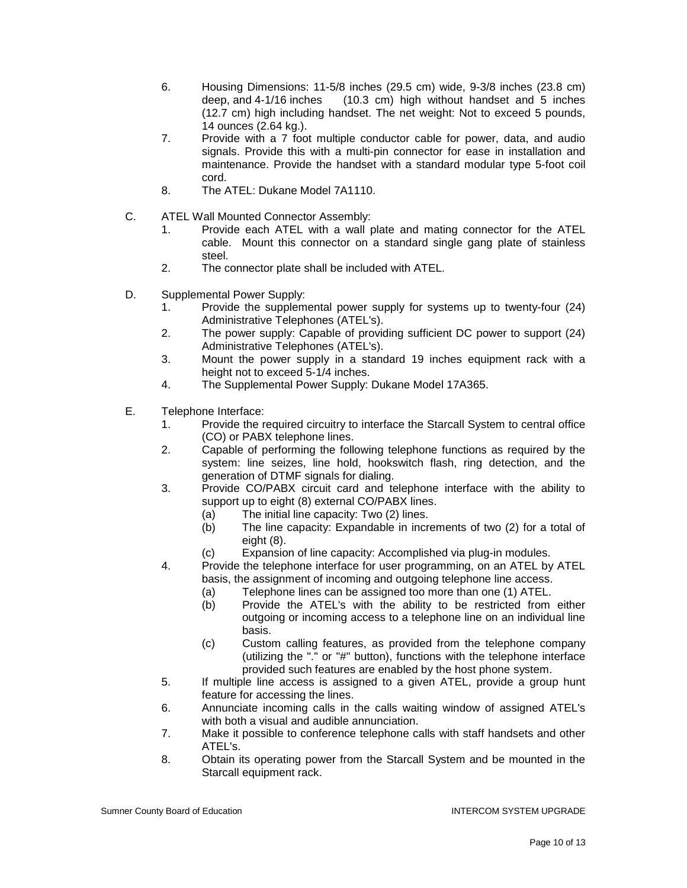6. Housing Dimensions: 11-5/8 inches (29.5 cm) wide, 9-3/8 inches (23.8 cm) deep, and 4-1/16 inches (10.3 cm) high without handset and 5 inches (12.7 cm) high including handset. The net weight: Not to exceed 5 pounds, 14 ounces (2.64 kg.).
7. Provide with a 7 foot multiple conductor cable for power, data, and audio signals. Provide this with a multi-pin connector for ease in installation and maintenance. Provide the handset with a standard modular type 5-foot coil cord.
8. The ATEL: Dukane Model 7A1110.

C. ATEL Wall Mounted Connector Assembly:
1. Provide each ATEL with a wall plate and mating connector for the ATEL cable. Mount this connector on a standard single gang plate of stainless steel.
2. The connector plate shall be included with ATEL.

D. Supplemental Power Supply:
1. Provide the supplemental power supply for systems up to twenty-four (24) Administrative Telephones (ATEL's).
2. The power supply: Capable of providing sufficient DC power to support (24) Administrative Telephones (ATEL's).
3. Mount the power supply in a standard 19 inches equipment rack with a height not to exceed 5-1/4 inches.
4. The Supplemental Power Supply: Dukane Model 17A365.

E. Telephone Interface:
1. Provide the required circuitry to interface the Starcall System to central office (CO) or PABX telephone lines.
2. Capable of performing the following telephone functions as required by the system: line seizes, line hold, hookswitch flash, ring detection, and the generation of DTMF signals for dialing.
3. Provide CO/PABX circuit card and telephone interface with the ability to support up to eight (8) external CO/PABX lines.
   (a) The initial line capacity: Two (2) lines.
   (b) The line capacity: Expandable in increments of two (2) for a total of eight (8).
   (c) Expansion of line capacity: Accomplished via plug-in modules.
4. Provide the telephone interface for user programming, on an ATEL by ATEL basis, the assignment of incoming and outgoing telephone line access.
   (a) Telephone lines can be assigned too more than one (1) ATEL.
   (b) Provide the ATEL's with the ability to be restricted from either outgoing or incoming access to a telephone line on an individual line basis.
   (c) Custom calling features, as provided from the telephone company (utilizing the "." or "#" button), functions with the telephone interface provided such features are enabled by the host phone system.
5. If multiple line access is assigned to a given ATEL, provide a group hunt feature for accessing the lines.
6. Annunciate incoming calls in the calls waiting window of assigned ATEL's with both a visual and audible annunciation.
7. Make it possible to conference telephone calls with staff handsets and other ATEL's.
8. Obtain its operating power from the Starcall System and be mounted in the Starcall equipment rack.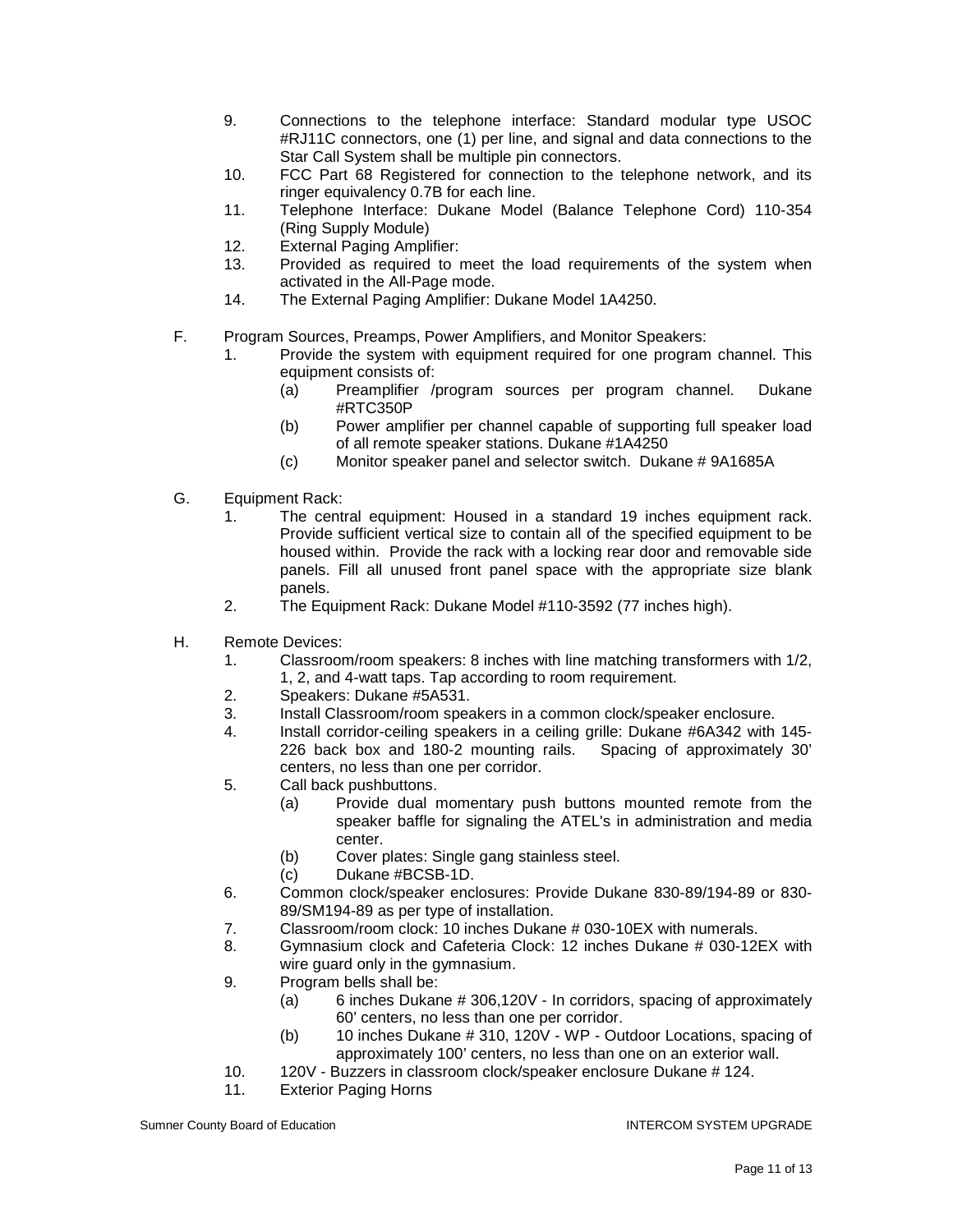9. Connections to the telephone interface: Standard modular type USOC #RJ11C connectors, one (1) per line, and signal and data connections to the Star Call System shall be multiple pin connectors.
10. FCC Part 68 Registered for connection to the telephone network, and its ringer equivalency 0.7B for each line.
11. Telephone Interface: Dukane Model (Balance Telephone Cord) 110-354 (Ring Supply Module)
12. External Paging Amplifier:
13. Provided as required to meet the load requirements of the system when activated in the All-Page mode.
14. The External Paging Amplifier: Dukane Model 1A4250.

F. Program Sources, Preamps, Power Amplifiers, and Monitor Speakers:
   1. Provide the system with equipment required for one program channel. This equipment consists of:
      (a) Preamplifier /program sources per program channel. Dukane #RTC350P
      (b) Power amplifier per channel capable of supporting full speaker load of all remote speaker stations. Dukane #1A4250
      (c) Monitor speaker panel and selector switch. Dukane # 9A1685A

G. Equipment Rack:
   1. The central equipment: Housed in a standard 19 inches equipment rack. Provide sufficient vertical size to contain all of the specified equipment to be housed within. Provide the rack with a locking rear door and removable side panels. Fill all unused front panel space with the appropriate size blank panels.
   2. The Equipment Rack: Dukane Model #110-3592 (77 inches high).

H. Remote Devices:
   1. Classroom/room speakers: 8 inches with line matching transformers with 1/2, 1, 2, and 4-watt taps. Tap according to room requirement.
   2. Speakers: Dukane #5A531.
   3. Install Classroom/room speakers in a common clock/speaker enclosure.
   4. Install corridor-ceiling speakers in a ceiling grille: Dukane #6A342 with 145-226 back box and 180-2 mounting rails. Spacing of approximately 30' centers, no less than one per corridor.
   5. Call back pushbuttons.
      (a) Provide dual momentary push buttons mounted remote from the speaker baffle for signaling the ATEL's in administration and media center.
      (b) Cover plates: Single gang stainless steel.
      (c) Dukane #BCSB-1D.
   6. Common clock/speaker enclosures: Provide Dukane 830-89/194-89 or 830-89/SM194-89 as per type of installation.
   7. Classroom/room clock: 10 inches Dukane # 030-10EX with numerals.
   8. Gymnasium clock and Cafeteria Clock: 12 inches Dukane # 030-12EX with wire guard only in the gymnasium.
   9. Program bells shall be:
      (a) 6 inches Dukane # 306,120V - In corridors, spacing of approximately 60' centers, no less than one per corridor.
      (b) 10 inches Dukane # 310, 120V - WP - Outdoor Locations, spacing of approximately 100' centers, no less than one on an exterior wall.
   10. 120V - Buzzers in classroom clock/speaker enclosure Dukane # 124.
   11. Exterior Paging Horns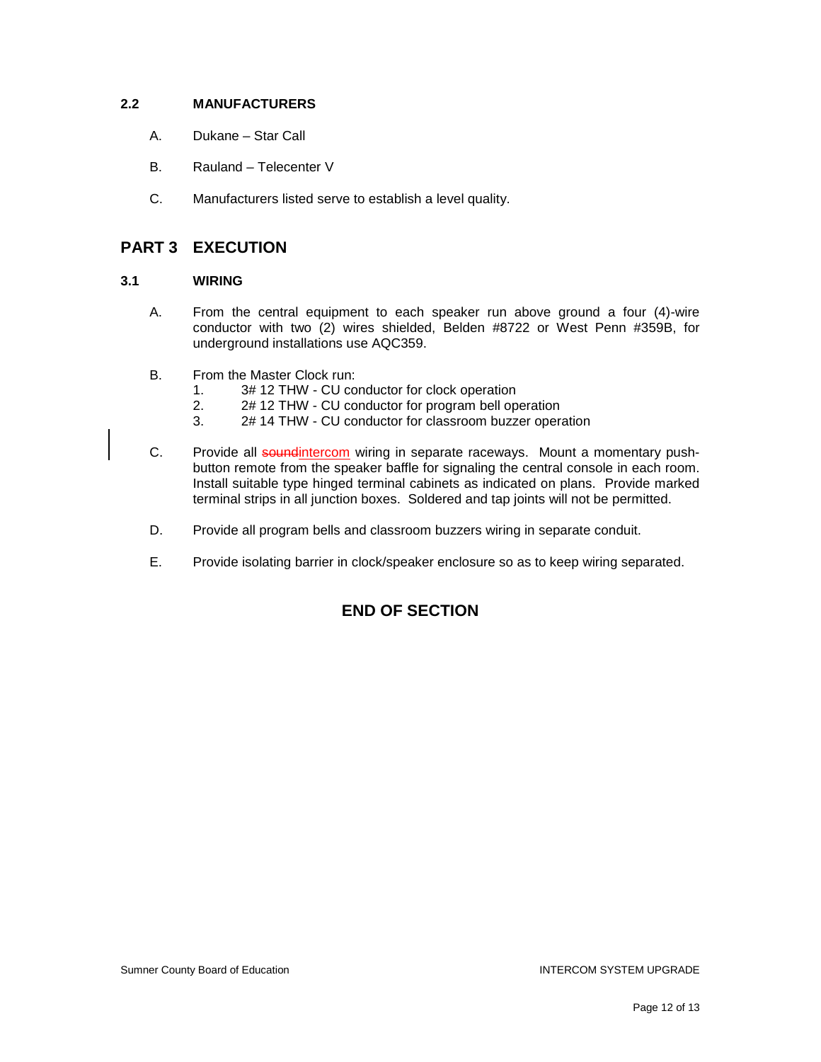### 2.2 MANUFACTURERS

A. Dukane – Star Call

B. Rauland – Telecenter V

C. Manufacturers listed serve to establish a level quality.

## PART 3 EXECUTION

### 3.1 WIRING

A. From the central equipment to each speaker run above ground a four (4)-wire conductor with two (2) wires shielded, Belden #8722 or West Penn #359B, for underground installations use AQC359.

B. From the Master Clock run:
1. 3# 12 THW - CU conductor for clock operation
2. 2# 12 THW - CU conductor for program bell operation
3. 2# 14 THW - CU conductor for classroom buzzer operation

C. Provide all ~~sound~~intercom wiring in separate raceways. Mount a momentary push-button remote from the speaker baffle for signaling the central console in each room. Install suitable type hinged terminal cabinets as indicated on plans. Provide marked terminal strips in all junction boxes. Soldered and tap joints will not be permitted.

D. Provide all program bells and classroom buzzers wiring in separate conduit.

E. Provide isolating barrier in clock/speaker enclosure so as to keep wiring separated.

**END OF SECTION**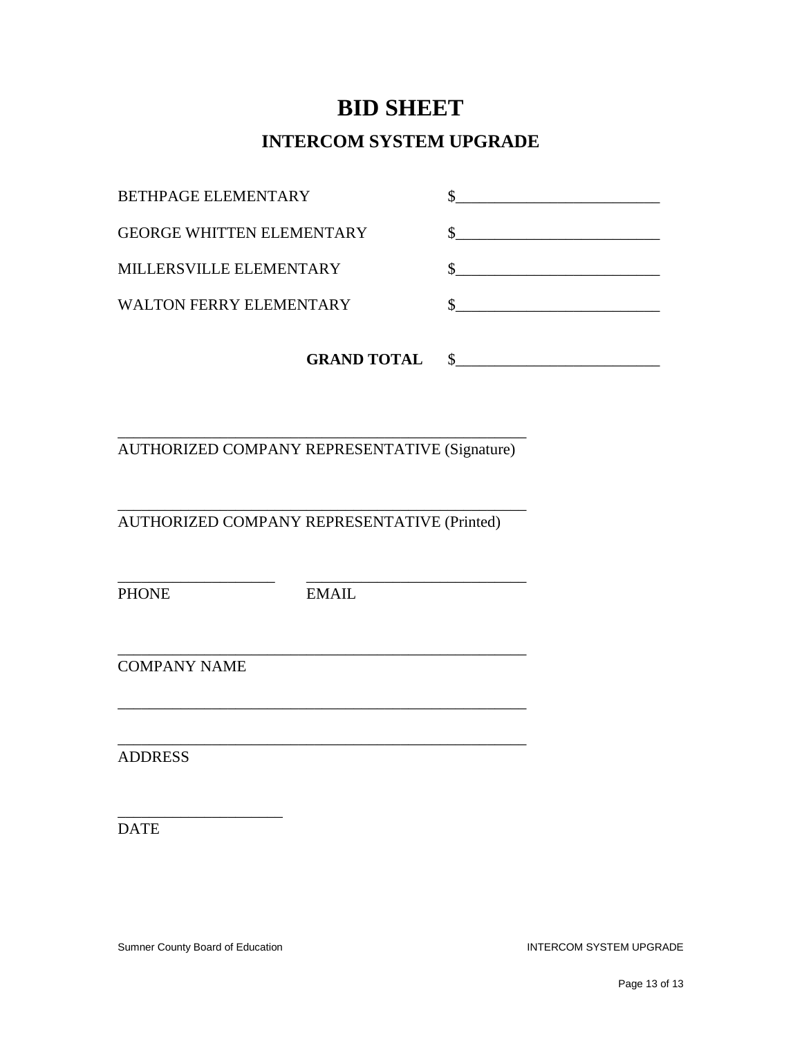# BID SHEET

## INTERCOM SYSTEM UPGRADE

| | |
|---|---|
| BETHPAGE ELEMENTARY | $__________________________ |
| GEORGE WHITTEN ELEMENTARY | $__________________________ |
| MILLERSVILLE ELEMENTARY | $__________________________ |
| WALTON FERRY ELEMENTARY | $__________________________ |
| **GRAND TOTAL** | $__________________________ |

______________________________________________________
AUTHORIZED COMPANY REPRESENTATIVE (Signature)

______________________________________________________
AUTHORIZED COMPANY REPRESENTATIVE (Printed)

____________________ ____________________________
PHONE EMAIL

______________________________________________________
COMPANY NAME

______________________________________________________

______________________________________________________
ADDRESS

_____________________
DATE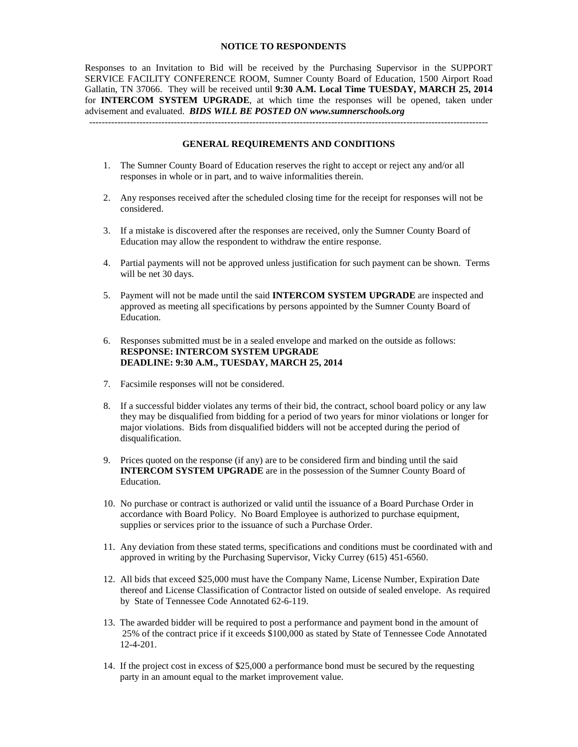## NOTICE TO RESPONDENTS

Responses to an Invitation to Bid will be received by the Purchasing Supervisor in the SUPPORT SERVICE FACILITY CONFERENCE ROOM, Sumner County Board of Education, 1500 Airport Road Gallatin, TN 37066. They will be received until **9:30 A.M. Local Time TUESDAY, MARCH 25, 2014** for **INTERCOM SYSTEM UPGRADE**, at which time the responses will be opened, taken under advisement and evaluated. ***BIDS WILL BE POSTED ON www.sumnerschools.org***

---

## GENERAL REQUIREMENTS AND CONDITIONS

1. The Sumner County Board of Education reserves the right to accept or reject any and/or all responses in whole or in part, and to waive informalities therein.

2. Any responses received after the scheduled closing time for the receipt for responses will not be considered.

3. If a mistake is discovered after the responses are received, only the Sumner County Board of Education may allow the respondent to withdraw the entire response.

4. Partial payments will not be approved unless justification for such payment can be shown. Terms will be net 30 days.

5. Payment will not be made until the said **INTERCOM SYSTEM UPGRADE** are inspected and approved as meeting all specifications by persons appointed by the Sumner County Board of Education.

6. Responses submitted must be in a sealed envelope and marked on the outside as follows:
   **RESPONSE: INTERCOM SYSTEM UPGRADE**
   **DEADLINE: 9:30 A.M., TUESDAY, MARCH 25, 2014**

7. Facsimile responses will not be considered.

8. If a successful bidder violates any terms of their bid, the contract, school board policy or any law they may be disqualified from bidding for a period of two years for minor violations or longer for major violations. Bids from disqualified bidders will not be accepted during the period of disqualification.

9. Prices quoted on the response (if any) are to be considered firm and binding until the said **INTERCOM SYSTEM UPGRADE** are in the possession of the Sumner County Board of Education.

10. No purchase or contract is authorized or valid until the issuance of a Board Purchase Order in accordance with Board Policy. No Board Employee is authorized to purchase equipment, supplies or services prior to the issuance of such a Purchase Order.

11. Any deviation from these stated terms, specifications and conditions must be coordinated with and approved in writing by the Purchasing Supervisor, Vicky Currey (615) 451-6560.

12. All bids that exceed $25,000 must have the Company Name, License Number, Expiration Date thereof and License Classification of Contractor listed on outside of sealed envelope. As required by State of Tennessee Code Annotated 62-6-119.

13. The awarded bidder will be required to post a performance and payment bond in the amount of 25% of the contract price if it exceeds $100,000 as stated by State of Tennessee Code Annotated 12-4-201.

14. If the project cost in excess of $25,000 a performance bond must be secured by the requesting party in an amount equal to the market improvement value.